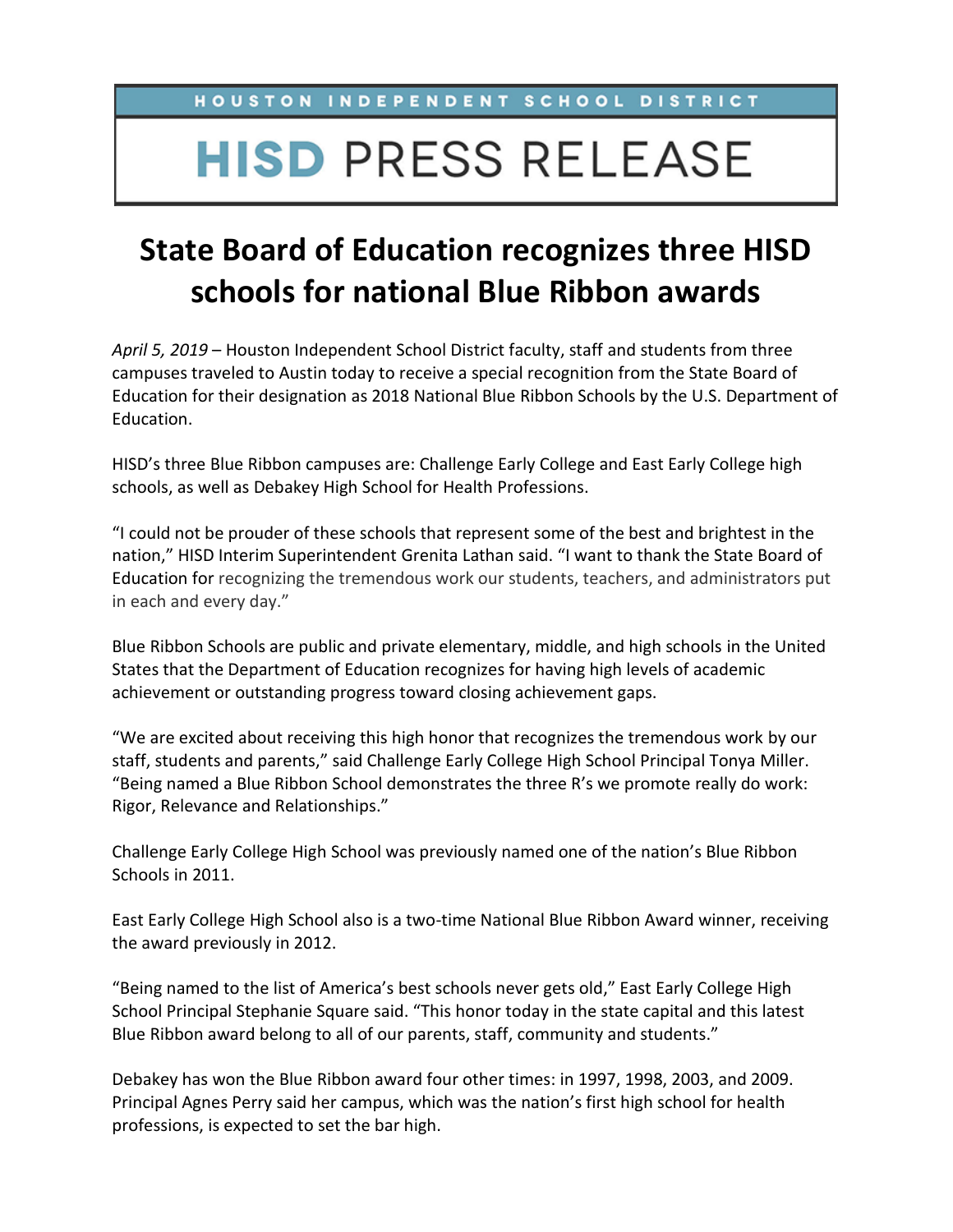HOUSTON INDEPENDENT SCHOOL DISTRICT

**HISD** PRESS RELEASE

# State Board of Education recognizes three HISD schools for national Blue Ribbon awards

*April 5, 2019* – Houston Independent School District faculty, staff and students from three campuses traveled to Austin today to receive a special recognition from the State Board of Education for their designation as 2018 National Blue Ribbon Schools by the U.S. Department of Education.

HISD's three Blue Ribbon campuses are: Challenge Early College and East Early College high schools, as well as Debakey High School for Health Professions.

"I could not be prouder of these schools that represent some of the best and brightest in the nation," HISD Interim Superintendent Grenita Lathan said. "I want to thank the State Board of Education for recognizing the tremendous work our students, teachers, and administrators put in each and every day."

Blue Ribbon Schools are public and private elementary, middle, and high schools in the United States that the Department of Education recognizes for having high levels of academic achievement or outstanding progress toward closing achievement gaps.

"We are excited about receiving this high honor that recognizes the tremendous work by our staff, students and parents," said Challenge Early College High School Principal Tonya Miller. "Being named a Blue Ribbon School demonstrates the three R's we promote really do work: Rigor, Relevance and Relationships."

Challenge Early College High School was previously named one of the nation's Blue Ribbon Schools in 2011.

East Early College High School also is a two-time National Blue Ribbon Award winner, receiving the award previously in 2012.

"Being named to the list of America's best schools never gets old," East Early College High School Principal Stephanie Square said. "This honor today in the state capital and this latest Blue Ribbon award belong to all of our parents, staff, community and students."

Debakey has won the Blue Ribbon award four other times: in 1997, 1998, 2003, and 2009. Principal Agnes Perry said her campus, which was the nation's first high school for health professions, is expected to set the bar high.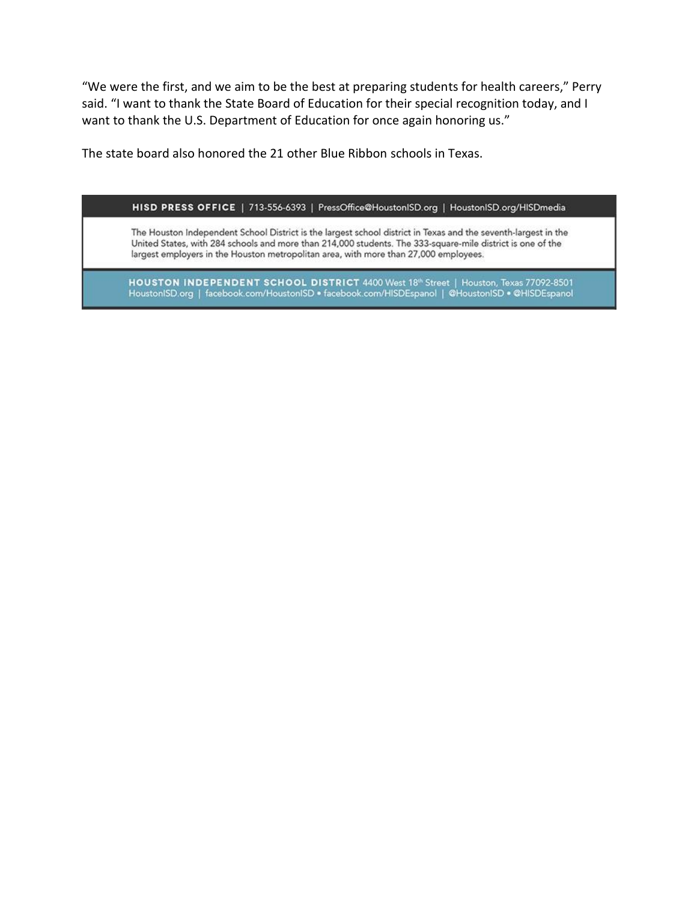"We were the first, and we aim to be the best at preparing students for health careers," Perry said. "I want to thank the State Board of Education for their special recognition today, and I want to thank the U.S. Department of Education for once again honoring us."

The state board also honored the 21 other Blue Ribbon schools in Texas.

**HISD PRESS OFFICE** | 713-556-6393 | PressOffice@HoustonISD.org | HoustonISD.org/HISDmedia

The Houston Independent School District is the largest school district in Texas and the seventh-largest in the United States, with 284 schools and more than 214,000 students. The 333-square-mile district is one of the largest employers in the Houston metropolitan area, with more than 27,000 employees.

**HOUSTON INDEPENDENT SCHOOL DISTRICT** 4400 West 18th Street | Houston, Texas 77092-8501
HoustonISD.org | facebook.com/HoustonISD • facebook.com/HISDEspanol | @HoustonISD • @HISDEspanol